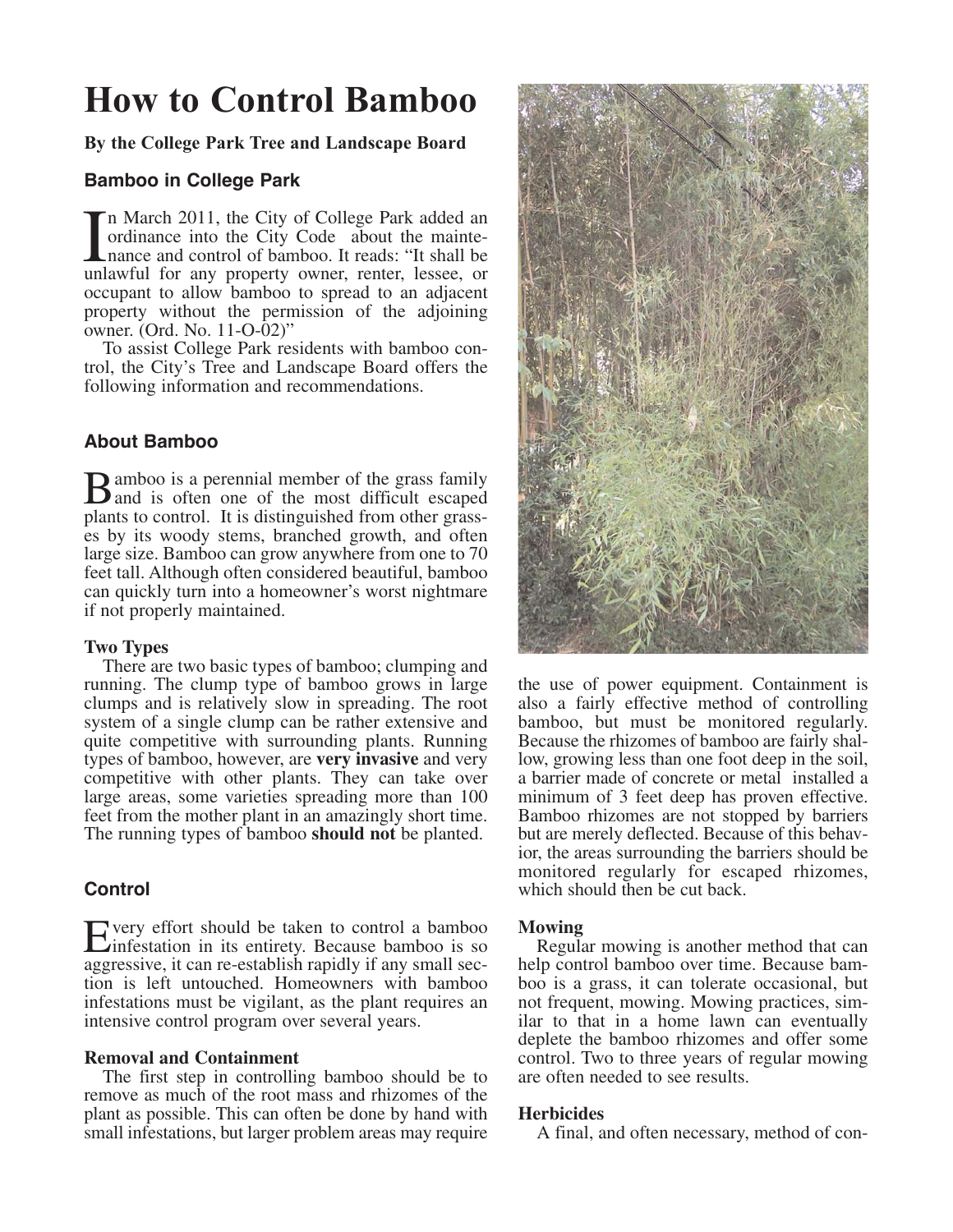# How to Control Bamboo

**By the College Park Tree and Landscape Board**

## Bamboo in College Park

In March 2011, the City of College Park added an ordinance into the City Code about the maintenance and control of bamboo. It reads: "It shall be unlawful for any property owner, renter, lessee, or occupant to allow bamboo to spread to an adjacent property without the permission of the adjoining owner. (Ord. No. 11-O-02)"

To assist College Park residents with bamboo control, the City's Tree and Landscape Board offers the following information and recommendations.

## About Bamboo

Bamboo is a perennial member of the grass family and is often one of the most difficult escaped plants to control. It is distinguished from other grasses by its woody stems, branched growth, and often large size. Bamboo can grow anywhere from one to 70 feet tall. Although often considered beautiful, bamboo can quickly turn into a homeowner's worst nightmare if not properly maintained.

### Two Types

There are two basic types of bamboo; clumping and running. The clump type of bamboo grows in large clumps and is relatively slow in spreading. The root system of a single clump can be rather extensive and quite competitive with surrounding plants. Running types of bamboo, however, are **very invasive** and very competitive with other plants. They can take over large areas, some varieties spreading more than 100 feet from the mother plant in an amazingly short time. The running types of bamboo **should not** be planted.

## Control

Every effort should be taken to control a bamboo infestation in its entirety. Because bamboo is so aggressive, it can re-establish rapidly if any small section is left untouched. Homeowners with bamboo infestations must be vigilant, as the plant requires an intensive control program over several years.

### Removal and Containment

The first step in controlling bamboo should be to remove as much of the root mass and rhizomes of the plant as possible. This can often be done by hand with small infestations, but larger problem areas may require the use of power equipment. Containment is also a fairly effective method of controlling bamboo, but must be monitored regularly. Because the rhizomes of bamboo are fairly shallow, growing less than one foot deep in the soil, a barrier made of concrete or metal installed a minimum of 3 feet deep has proven effective. Bamboo rhizomes are not stopped by barriers but are merely deflected. Because of this behavior, the areas surrounding the barriers should be monitored regularly for escaped rhizomes, which should then be cut back.

### Mowing

Regular mowing is another method that can help control bamboo over time. Because bamboo is a grass, it can tolerate occasional, but not frequent, mowing. Mowing practices, similar to that in a home lawn can eventually deplete the bamboo rhizomes and offer some control. Two to three years of regular mowing are often needed to see results.

### Herbicides

A final, and often necessary, method of con-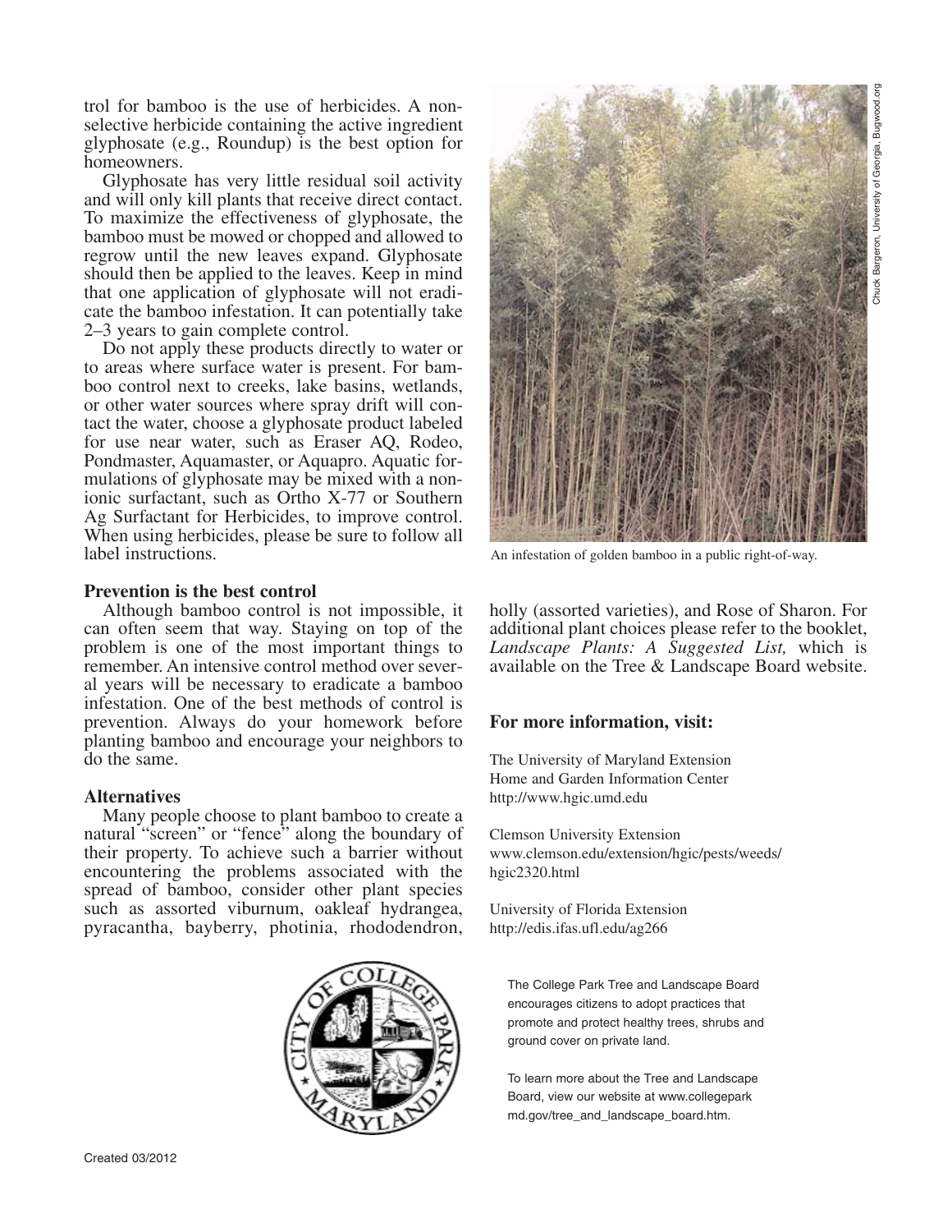trol for bamboo is the use of herbicides. A non-selective herbicide containing the active ingredient glyphosate (e.g., Roundup) is the best option for homeowners.

Glyphosate has very little residual soil activity and will only kill plants that receive direct contact. To maximize the effectiveness of glyphosate, the bamboo must be mowed or chopped and allowed to regrow until the new leaves expand. Glyphosate should then be applied to the leaves. Keep in mind that one application of glyphosate will not eradicate the bamboo infestation. It can potentially take 2–3 years to gain complete control.

Do not apply these products directly to water or to areas where surface water is present. For bamboo control next to creeks, lake basins, wetlands, or other water sources where spray drift will contact the water, choose a glyphosate product labeled for use near water, such as Eraser AQ, Rodeo, Pondmaster, Aquamaster, or Aquapro. Aquatic formulations of glyphosate may be mixed with a non-ionic surfactant, such as Ortho X-77 or Southern Ag Surfactant for Herbicides, to improve control. When using herbicides, please be sure to follow all label instructions.

Chuck Bargeron, University of Georgia, Bugwood.org

An infestation of golden bamboo in a public right-of-way.

### Prevention is the best control

Although bamboo control is not impossible, it can often seem that way. Staying on top of the problem is one of the most important things to remember. An intensive control method over several years will be necessary to eradicate a bamboo infestation. One of the best methods of control is prevention. Always do your homework before planting bamboo and encourage your neighbors to do the same.

### Alternatives

Many people choose to plant bamboo to create a natural "screen" or "fence" along the boundary of their property. To achieve such a barrier without encountering the problems associated with the spread of bamboo, consider other plant species such as assorted viburnum, oakleaf hydrangea, pyracantha, bayberry, photinia, rhododendron, holly (assorted varieties), and Rose of Sharon. For additional plant choices please refer to the booklet, *Landscape Plants: A Suggested List,* which is available on the Tree & Landscape Board website.

### For more information, visit:

The University of Maryland Extension
Home and Garden Information Center
http://www.hgic.umd.edu

Clemson University Extension
www.clemson.edu/extension/hgic/pests/weeds/hgic2320.html

University of Florida Extension
http://edis.ifas.ufl.edu/ag266

CITY OF COLLEGE PARK MARYLAND

The College Park Tree and Landscape Board encourages citizens to adopt practices that promote and protect healthy trees, shrubs and ground cover on private land.

To learn more about the Tree and Landscape Board, view our website at www.collegeparkmd.gov/tree_and_landscape_board.htm.

Created 03/2012